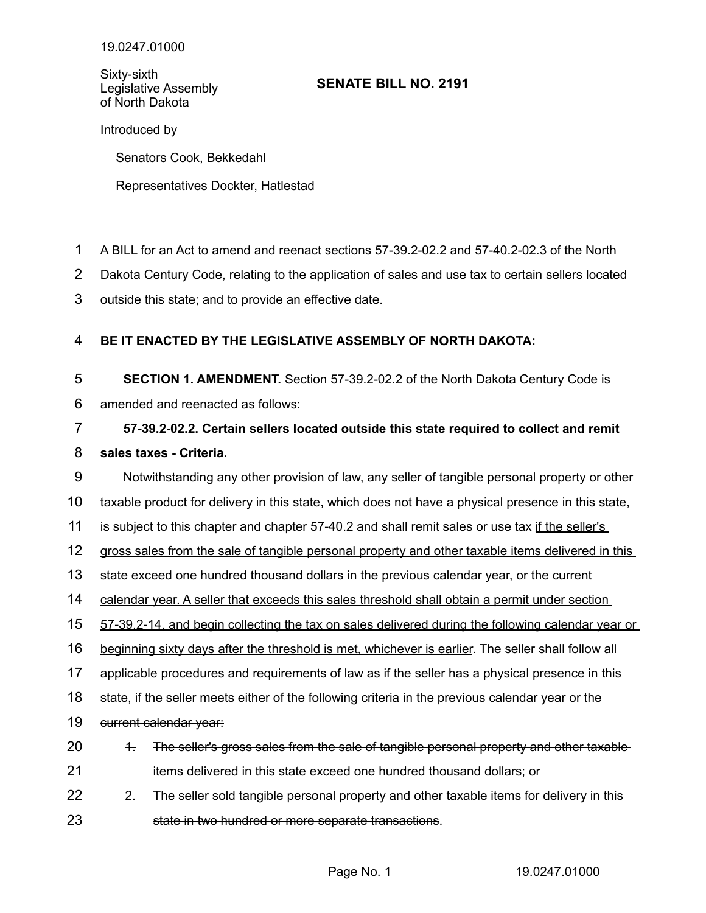19.0247.01000

Sixty-sixth Legislative Assembly of North Dakota

# SENATE BILL NO. 2191

Introduced by

Senators Cook, Bekkedahl

Representatives Dockter, Hatlestad

A BILL for an Act to amend and reenact sections 57-39.2-02.2 and 57-40.2-02.3 of the North Dakota Century Code, relating to the application of sales and use tax to certain sellers located outside this state; and to provide an effective date.

**BE IT ENACTED BY THE LEGISLATIVE ASSEMBLY OF NORTH DAKOTA:**

**SECTION 1. AMENDMENT.** Section 57-39.2-02.2 of the North Dakota Century Code is amended and reenacted as follows:

**57-39.2-02.2. Certain sellers located outside this state required to collect and remit sales taxes - Criteria.**

Notwithstanding any other provision of law, any seller of tangible personal property or other taxable product for delivery in this state, which does not have a physical presence in this state, is subject to this chapter and chapter 57-40.2 and shall remit sales or use tax <u>if the seller's gross sales from the sale of tangible personal property and other taxable items delivered in this state exceed one hundred thousand dollars in the previous calendar year, or the current calendar year. A seller that exceeds this sales threshold shall obtain a permit under section 57-39.2-14, and begin collecting the tax on sales delivered during the following calendar year or beginning sixty days after the threshold is met, whichever is earlier</u>. The seller shall follow all applicable procedures and requirements of law as if the seller has a physical presence in this state~~, if the seller meets either of the following criteria in the previous calendar year or the current calendar year:~~

~~1. The seller's gross sales from the sale of tangible personal property and other taxable items delivered in this state exceed one hundred thousand dollars; or~~

~~2. The seller sold tangible personal property and other taxable items for delivery in this state in two hundred or more separate transactions~~.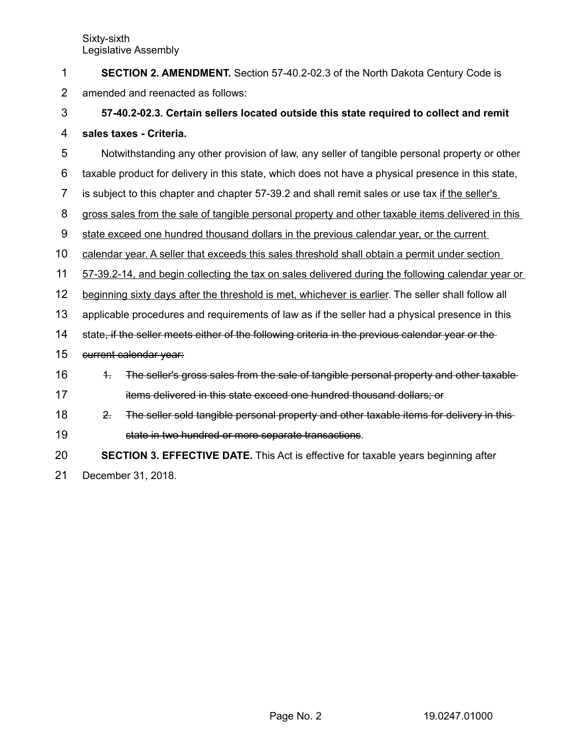**SECTION 2. AMENDMENT.** Section 57-40.2-02.3 of the North Dakota Century Code is amended and reenacted as follows:

**57-40.2-02.3. Certain sellers located outside this state required to collect and remit sales taxes - Criteria.**

Notwithstanding any other provision of law, any seller of tangible personal property or other taxable product for delivery in this state, which does not have a physical presence in this state, is subject to this chapter and chapter 57-39.2 and shall remit sales or use tax <u>if the seller's gross sales from the sale of tangible personal property and other taxable items delivered in this state exceed one hundred thousand dollars in the previous calendar year, or the current calendar year. A seller that exceeds this sales threshold shall obtain a permit under section 57-39.2-14, and begin collecting the tax on sales delivered during the following calendar year or beginning sixty days after the threshold is met, whichever is earlier</u>. The seller shall follow all applicable procedures and requirements of law as if the seller had a physical presence in this state~~, if the seller meets either of the following criteria in the previous calendar year or the current calendar year:~~

1. ~~The seller's gross sales from the sale of tangible personal property and other taxable items delivered in this state exceed one hundred thousand dollars; or~~
2. ~~The seller sold tangible personal property and other taxable items for delivery in this state in two hundred or more separate transactions~~.

**SECTION 3. EFFECTIVE DATE.** This Act is effective for taxable years beginning after December 31, 2018.